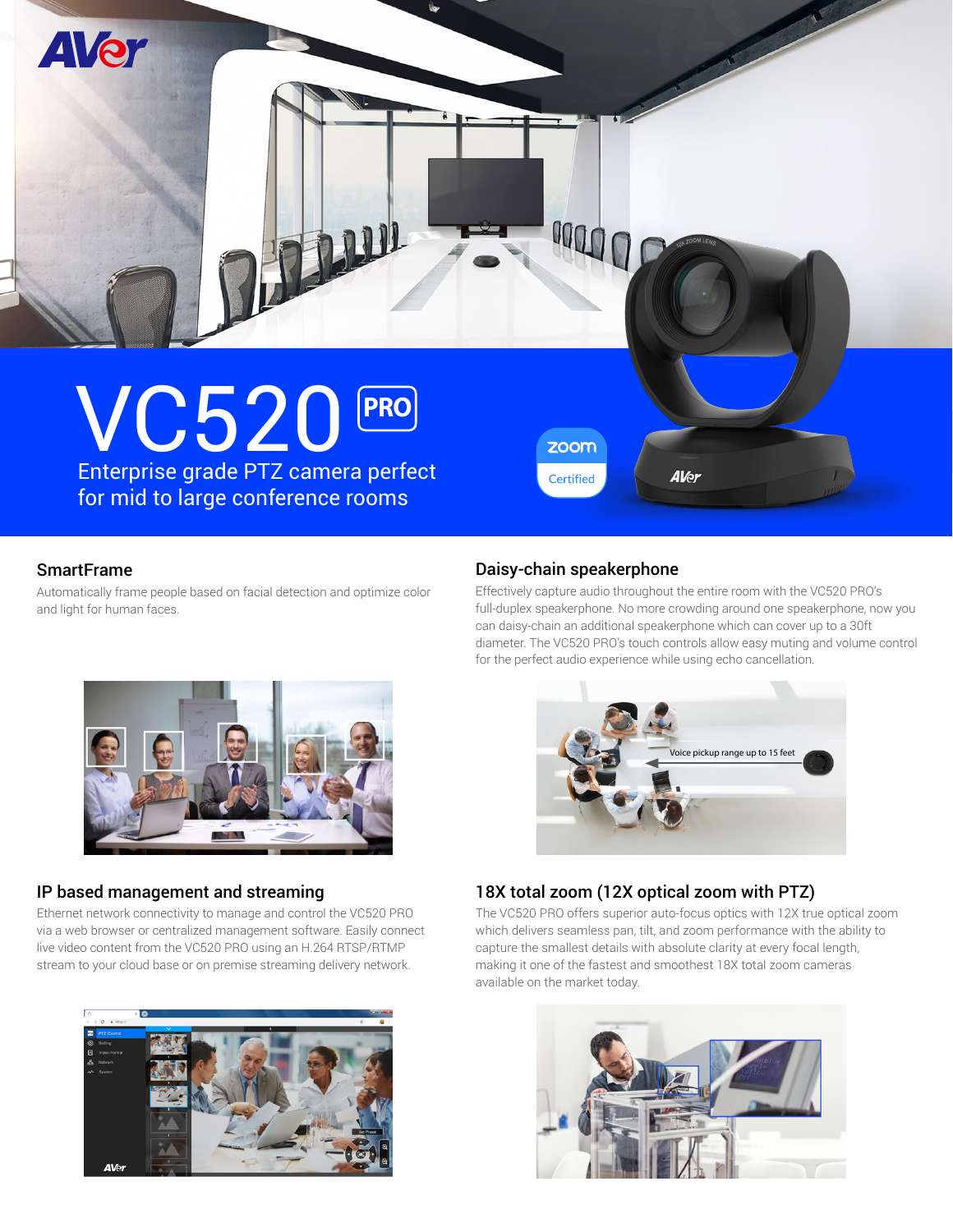# VC520 PRO

Enterprise grade PTZ camera perfect for mid to large conference rooms

## SmartFrame

Automatically frame people based on facial detection and optimize color and light for human faces.

## Daisy-chain speakerphone

Effectively capture audio throughout the entire room with the VC520 PRO's full-duplex speakerphone. No more crowding around one speakerphone, now you can daisy-chain an additional speakerphone which can cover up to a 30ft diameter. The VC520 PRO's touch controls allow easy muting and volume control for the perfect audio experience while using echo cancellation.

## IP based management and streaming

Ethernet network connectivity to manage and control the VC520 PRO via a web browser or centralized management software. Easily connect live video content from the VC520 PRO using an H.264 RTSP/RTMP stream to your cloud base or on premise streaming delivery network.

## 18X total zoom (12X optical zoom with PTZ)

The VC520 PRO offers superior auto-focus optics with 12X true optical zoom which delivers seamless pan, tilt, and zoom performance with the ability to capture the smallest details with absolute clarity at every focal length, making it one of the fastest and smoothest 18X total zoom cameras available on the market today.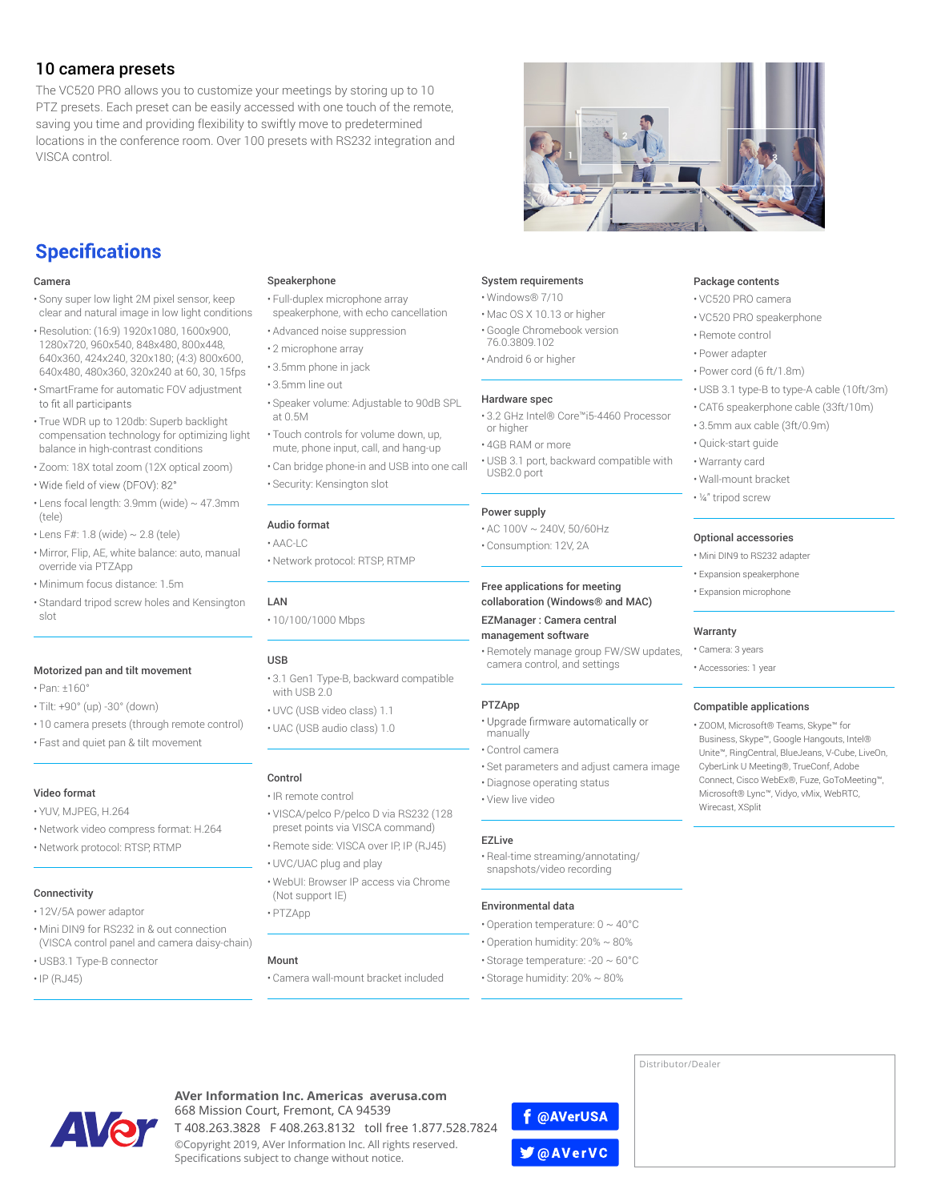## 10 camera presets

The VC520 PRO allows you to customize your meetings by storing up to 10 PTZ presets. Each preset can be easily accessed with one touch of the remote, saving you time and providing flexibility to swiftly move to predetermined locations in the conference room. Over 100 presets with RS232 integration and VISCA control.

# Specifications

### Camera

- Sony super low light 2M pixel sensor, keep clear and natural image in low light conditions
- Resolution: (16:9) 1920x1080, 1600x900, 1280x720, 960x540, 848x480, 800x448, 640x360, 424x240, 320x180; (4:3) 800x600, 640x480, 480x360, 320x240 at 60, 30, 15fps
- SmartFrame for automatic FOV adjustment to fit all participants
- True WDR up to 120db: Superb backlight compensation technology for optimizing light balance in high-contrast conditions
- Zoom: 18X total zoom (12X optical zoom)
- Wide field of view (DFOV): 82°
- Lens focal length: 3.9mm (wide) ~ 47.3mm (tele)
- Lens F#: 1.8 (wide) ~ 2.8 (tele)
- Mirror, Flip, AE, white balance: auto, manual override via PTZApp
- Minimum focus distance: 1.5m
- Standard tripod screw holes and Kensington slot

### Motorized pan and tilt movement

- Pan: ±160°
- Tilt: +90° (up) -30° (down)
- 10 camera presets (through remote control)
- Fast and quiet pan & tilt movement

### Video format

- YUV, MJPEG, H.264
- Network video compress format: H.264
- Network protocol: RTSP, RTMP

### Connectivity

- 12V/5A power adaptor
- Mini DIN9 for RS232 in & out connection (VISCA control panel and camera daisy-chain)
- USB3.1 Type-B connector
- IP (RJ45)

### Speakerphone

- Full-duplex microphone array speakerphone, with echo cancellation
- Advanced noise suppression
- 2 microphone array
- 3.5mm phone in jack
- 3.5mm line out
- Speaker volume: Adjustable to 90dB SPL at 0.5M
- Touch controls for volume down, up, mute, phone input, call, and hang-up
- Can bridge phone-in and USB into one call
- Security: Kensington slot

### Audio format

- AAC-LC
- Network protocol: RTSP, RTMP

### LAN

- 10/100/1000 Mbps

### USB

- 3.1 Gen1 Type-B, backward compatible with USB 2.0
- UVC (USB video class) 1.1
- UAC (USB audio class) 1.0

### Control

- IR remote control
- VISCA/pelco P/pelco D via RS232 (128 preset points via VISCA command)
- Remote side: VISCA over IP, IP (RJ45)
- UVC/UAC plug and play
- WebUI: Browser IP access via Chrome (Not support IE)
- PTZApp

### Mount

- Camera wall-mount bracket included

### System requirements

- Windows® 7/10
- Mac OS X 10.13 or higher
- Google Chromebook version 76.0.3809.102
- Android 6 or higher

### Hardware spec

- 3.2 GHz Intel® Core™i5-4460 Processor or higher
- 4GB RAM or more
- USB 3.1 port, backward compatible with USB2.0 port

### Power supply

- AC 100V ~ 240V, 50/60Hz
- Consumption: 12V, 2A

### Free applications for meeting collaboration (Windows® and MAC)

#### EZManager : Camera central management software

- Remotely manage group FW/SW updates, camera control, and settings

### PTZApp

- Upgrade firmware automatically or manually
- Control camera
- Set parameters and adjust camera image
- Diagnose operating status
- View live video

### EZLive

- Real-time streaming/annotating/ snapshots/video recording

### Environmental data

- Operation temperature: 0 ~ 40°C
- Operation humidity: 20% ~ 80%
- Storage temperature: -20 ~ 60°C
- Storage humidity: 20% ~ 80%

### Package contents

- VC520 PRO camera
- VC520 PRO speakerphone
- Remote control
- Power adapter
- Power cord (6 ft/1.8m)
- USB 3.1 type-B to type-A cable (10ft/3m)
- CAT6 speakerphone cable (33ft/10m)
- 3.5mm aux cable (3ft/0.9m)
- Quick-start guide
- Warranty card
- Wall-mount bracket
- ¼" tripod screw

### Optional accessories

- Mini DIN9 to RS232 adapter
- Expansion speakerphone
- Expansion microphone

### Warranty

- Camera: 3 years
- Accessories: 1 year

### Compatible applications

- ZOOM, Microsoft® Teams, Skype™ for Business, Skype™, Google Hangouts, Intel® Unite™, RingCentral, BlueJeans, V-Cube, LiveOn, CyberLink U Meeting®, TrueConf, Adobe Connect, Cisco WebEx®, Fuze, GoToMeeting™, Microsoft® Lync™, Vidyo, vMix, WebRTC, Wirecast, XSplit

---

**AVer Information Inc. Americas averusa.com**
668 Mission Court, Fremont, CA 94539
T 408.263.3828 F 408.263.8132 toll free 1.877.528.7824
©Copyright 2019, AVer Information Inc. All rights reserved.
Specifications subject to change without notice.

@AVerUSA
@AVerVC

Distributor/Dealer